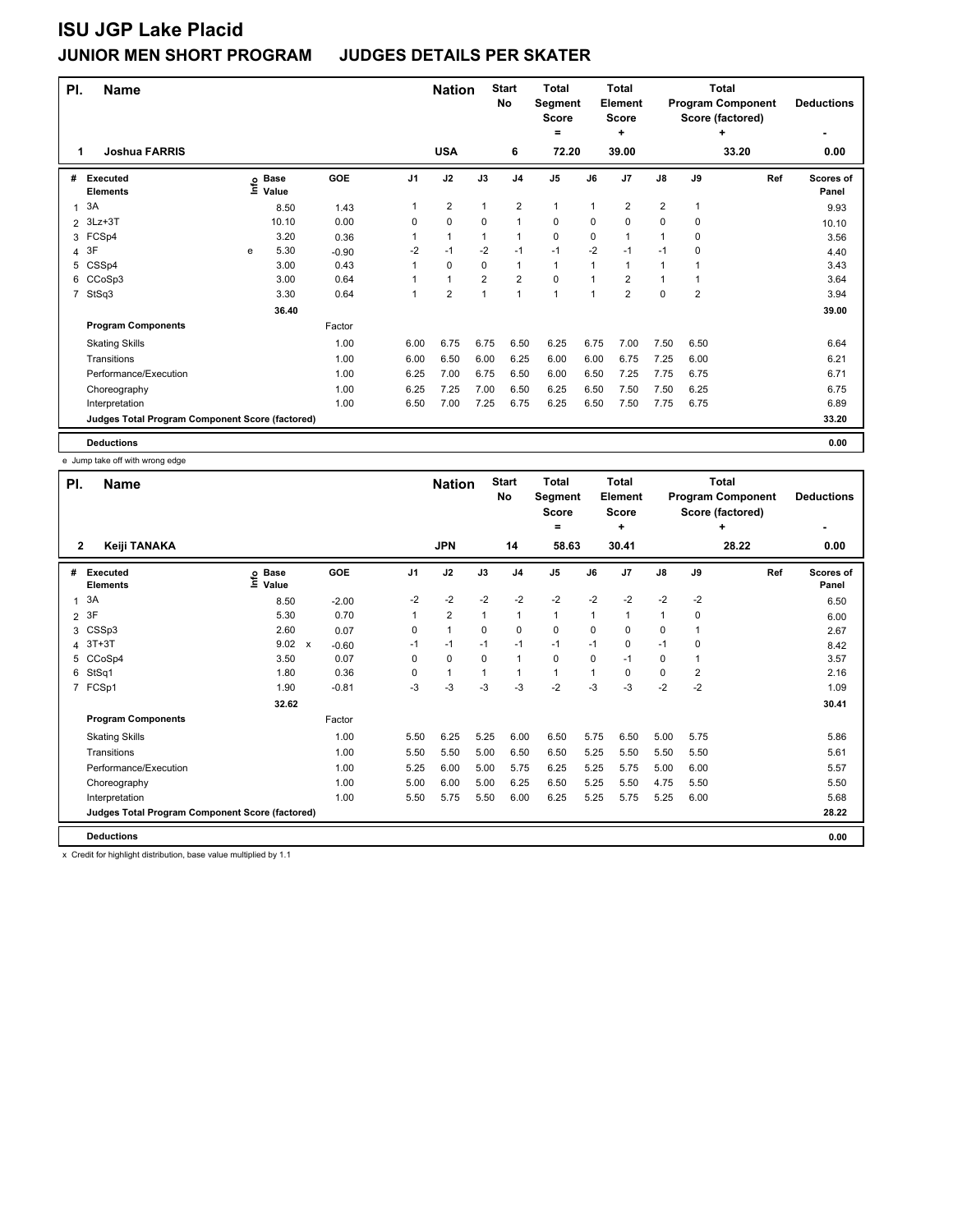# ISU JGP Lake Placid

## JUNIOR MEN SHORT PROGRAM JUDGES DETAILS PER SKATER

| Pl. | Name | Nation | Start No | Total Segment Score = | Total Element Score + | Total Program Component Score (factored) + | Deductions - |
|---|---|---|---|---|---|---|---|
| 1 | Joshua FARRIS | USA | 6 | 72.20 | 39.00 | 33.20 | 0.00 |

| # | Executed Elements | Info | Base Value | GOE | J1 | J2 | J3 | J4 | J5 | J6 | J7 | J8 | J9 | Ref | Scores of Panel |
|---|---|---|---|---|---|---|---|---|---|---|---|---|---|---|---|
| 1 | 3A | | 8.50 | 1.43 | 1 | 2 | 1 | 2 | 1 | 1 | 2 | 2 | 1 | | 9.93 |
| 2 | 3Lz+3T | | 10.10 | 0.00 | 0 | 0 | 0 | 1 | 0 | 0 | 0 | 0 | 0 | | 10.10 |
| 3 | FCSp4 | | 3.20 | 0.36 | 1 | 1 | 1 | 1 | 0 | 0 | 1 | 1 | 0 | | 3.56 |
| 4 | 3F | e | 5.30 | -0.90 | -2 | -1 | -2 | -1 | -1 | -2 | -1 | -1 | 0 | | 4.40 |
| 5 | CSSp4 | | 3.00 | 0.43 | 1 | 0 | 0 | 1 | 1 | 1 | 1 | 1 | 1 | | 3.43 |
| 6 | CCoSp3 | | 3.00 | 0.64 | 1 | 1 | 2 | 2 | 0 | 1 | 2 | 1 | 1 | | 3.64 |
| 7 | StSq3 | | 3.30 | 0.64 | 1 | 2 | 1 | 1 | 1 | 1 | 2 | 0 | 2 | | 3.94 |
| | | | 36.40 | | | | | | | | | | | | 39.00 |
| | **Program Components** | | | Factor | | | | | | | | | | | |
| | Skating Skills | | | 1.00 | 6.00 | 6.75 | 6.75 | 6.50 | 6.25 | 6.75 | 7.00 | 7.50 | 6.50 | | 6.64 |
| | Transitions | | | 1.00 | 6.00 | 6.50 | 6.00 | 6.25 | 6.00 | 6.00 | 6.75 | 7.25 | 6.00 | | 6.21 |
| | Performance/Execution | | | 1.00 | 6.25 | 7.00 | 6.75 | 6.50 | 6.00 | 6.50 | 7.25 | 7.75 | 6.75 | | 6.71 |
| | Choreography | | | 1.00 | 6.25 | 7.25 | 7.00 | 6.50 | 6.25 | 6.50 | 7.50 | 7.50 | 6.25 | | 6.75 |
| | Interpretation | | | 1.00 | 6.50 | 7.00 | 7.25 | 6.75 | 6.25 | 6.50 | 7.50 | 7.75 | 6.75 | | 6.89 |
| | **Judges Total Program Component Score (factored)** | | | | | | | | | | | | | | 33.20 |
| | **Deductions** | | | | | | | | | | | | | | 0.00 |

e Jump take off with wrong edge

| Pl. | Name | Nation | Start No | Total Segment Score = | Total Element Score + | Total Program Component Score (factored) + | Deductions - |
|---|---|---|---|---|---|---|---|
| 2 | Keiji TANAKA | JPN | 14 | 58.63 | 30.41 | 28.22 | 0.00 |

| # | Executed Elements | Info | Base Value | GOE | J1 | J2 | J3 | J4 | J5 | J6 | J7 | J8 | J9 | Ref | Scores of Panel |
|---|---|---|---|---|---|---|---|---|---|---|---|---|---|---|---|
| 1 | 3A | | 8.50 | -2.00 | -2 | -2 | -2 | -2 | -2 | -2 | -2 | -2 | -2 | | 6.50 |
| 2 | 3F | | 5.30 | 0.70 | 1 | 2 | 1 | 1 | 1 | 1 | 1 | 1 | 0 | | 6.00 |
| 3 | CSSp3 | | 2.60 | 0.07 | 0 | 1 | 0 | 0 | 0 | 0 | 0 | 0 | 1 | | 2.67 |
| 4 | 3T+3T | | 9.02 x | -0.60 | -1 | -1 | -1 | -1 | -1 | -1 | 0 | -1 | 0 | | 8.42 |
| 5 | CCoSp4 | | 3.50 | 0.07 | 0 | 0 | 0 | 1 | 0 | 0 | -1 | 0 | 1 | | 3.57 |
| 6 | StSq1 | | 1.80 | 0.36 | 0 | 1 | 1 | 1 | 1 | 1 | 0 | 0 | 2 | | 2.16 |
| 7 | FCSp1 | | 1.90 | -0.81 | -3 | -3 | -3 | -3 | -2 | -3 | -3 | -2 | -2 | | 1.09 |
| | | | 32.62 | | | | | | | | | | | | 30.41 |
| | **Program Components** | | | Factor | | | | | | | | | | | |
| | Skating Skills | | | 1.00 | 5.50 | 6.25 | 5.25 | 6.00 | 6.50 | 5.75 | 6.50 | 5.00 | 5.75 | | 5.86 |
| | Transitions | | | 1.00 | 5.50 | 5.50 | 5.00 | 6.50 | 6.50 | 5.25 | 5.50 | 5.50 | 5.50 | | 5.61 |
| | Performance/Execution | | | 1.00 | 5.25 | 6.00 | 5.00 | 5.75 | 6.25 | 5.25 | 5.75 | 5.00 | 6.00 | | 5.57 |
| | Choreography | | | 1.00 | 5.00 | 6.00 | 5.00 | 6.25 | 6.50 | 5.25 | 5.50 | 4.75 | 5.50 | | 5.50 |
| | Interpretation | | | 1.00 | 5.50 | 5.75 | 5.50 | 6.00 | 6.25 | 5.25 | 5.75 | 5.25 | 6.00 | | 5.68 |
| | **Judges Total Program Component Score (factored)** | | | | | | | | | | | | | | 28.22 |
| | **Deductions** | | | | | | | | | | | | | | 0.00 |

x Credit for highlight distribution, base value multiplied by 1.1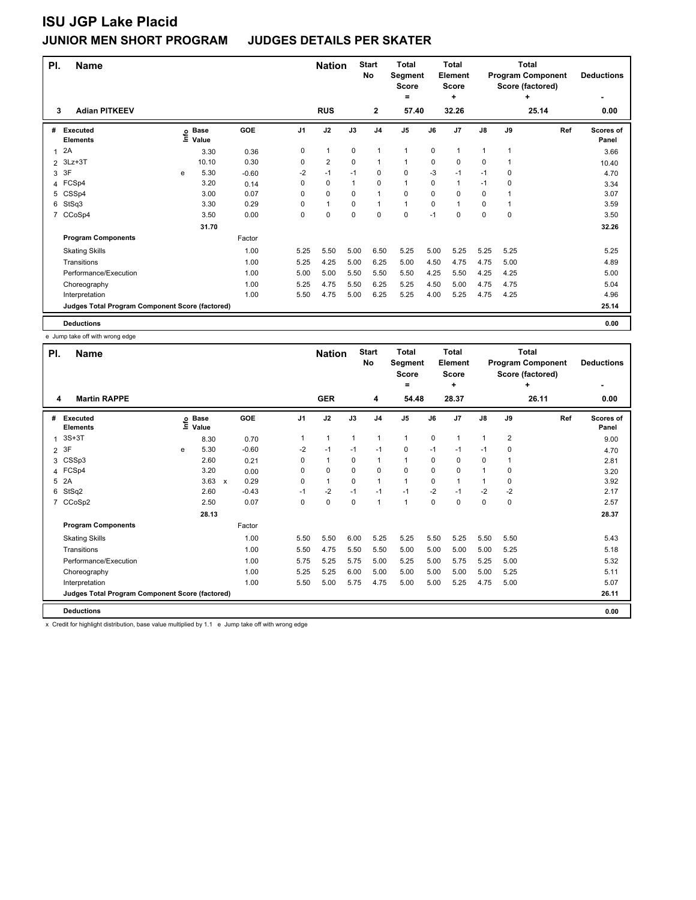# ISU JGP Lake Placid

## JUNIOR MEN SHORT PROGRAM JUDGES DETAILS PER SKATER

| Pl. | Name | Nation | Start No | Total Segment Score = | Total Element Score + | Total Program Component Score (factored) + | Deductions - |
|---|---|---|---|---|---|---|---|
| 3 | Adian PITKEEV | RUS | 2 | 57.40 | 32.26 | 25.14 | 0.00 |

| # | Executed Elements | Info | Base Value | | GOE | J1 | J2 | J3 | J4 | J5 | J6 | J7 | J8 | J9 | Ref | Scores of Panel |
|---|---|---|---|---|---|---|---|---|---|---|---|---|---|---|---|---|
| 1 | 2A | | 3.30 | | 0.36 | 0 | 1 | 0 | 1 | 1 | 0 | 1 | 1 | 1 | | 3.66 |
| 2 | 3Lz+3T | | 10.10 | | 0.30 | 0 | 2 | 0 | 1 | 1 | 0 | 0 | 0 | 1 | | 10.40 |
| 3 | 3F | e | 5.30 | | -0.60 | -2 | -1 | -1 | 0 | 0 | -3 | -1 | -1 | 0 | | 4.70 |
| 4 | FCSp4 | | 3.20 | | 0.14 | 0 | 0 | 1 | 0 | 1 | 0 | 1 | -1 | 0 | | 3.34 |
| 5 | CSSp4 | | 3.00 | | 0.07 | 0 | 0 | 0 | 1 | 0 | 0 | 0 | 0 | 1 | | 3.07 |
| 6 | StSq3 | | 3.30 | | 0.29 | 0 | 1 | 0 | 1 | 1 | 0 | 1 | 0 | 1 | | 3.59 |
| 7 | CCoSp4 | | 3.50 | | 0.00 | 0 | 0 | 0 | 0 | 0 | -1 | 0 | 0 | 0 | | 3.50 |
| | | | 31.70 | | | | | | | | | | | | | 32.26 |
| | **Program Components** | | | | Factor | | | | | | | | | | | |
| | Skating Skills | | | | 1.00 | 5.25 | 5.50 | 5.00 | 6.50 | 5.25 | 5.00 | 5.25 | 5.25 | 5.25 | | 5.25 |
| | Transitions | | | | 1.00 | 5.25 | 4.25 | 5.00 | 6.25 | 5.00 | 4.50 | 4.75 | 4.75 | 5.00 | | 4.89 |
| | Performance/Execution | | | | 1.00 | 5.00 | 5.00 | 5.50 | 5.50 | 5.50 | 4.25 | 5.50 | 4.25 | 4.25 | | 5.00 |
| | Choreography | | | | 1.00 | 5.25 | 4.75 | 5.50 | 6.25 | 5.25 | 4.50 | 5.00 | 4.75 | 4.75 | | 5.04 |
| | Interpretation | | | | 1.00 | 5.50 | 4.75 | 5.00 | 6.25 | 5.25 | 4.00 | 5.25 | 4.75 | 4.25 | | 4.96 |
| | **Judges Total Program Component Score (factored)** | | | | | | | | | | | | | | | 25.14 |
| | **Deductions** | | | | | | | | | | | | | | | 0.00 |

e Jump take off with wrong edge

| Pl. | Name | Nation | Start No | Total Segment Score = | Total Element Score + | Total Program Component Score (factored) + | Deductions - |
|---|---|---|---|---|---|---|---|
| 4 | Martin RAPPE | GER | 4 | 54.48 | 28.37 | 26.11 | 0.00 |

| # | Executed Elements | Info | Base Value | | GOE | J1 | J2 | J3 | J4 | J5 | J6 | J7 | J8 | J9 | Ref | Scores of Panel |
|---|---|---|---|---|---|---|---|---|---|---|---|---|---|---|---|---|
| 1 | 3S+3T | | 8.30 | | 0.70 | 1 | 1 | 1 | 1 | 1 | 0 | 1 | 1 | 2 | | 9.00 |
| 2 | 3F | e | 5.30 | | -0.60 | -2 | -1 | -1 | -1 | 0 | -1 | -1 | -1 | 0 | | 4.70 |
| 3 | CSSp3 | | 2.60 | | 0.21 | 0 | 1 | 0 | 1 | 1 | 0 | 0 | 0 | 1 | | 2.81 |
| 4 | FCSp4 | | 3.20 | | 0.00 | 0 | 0 | 0 | 0 | 0 | 0 | 0 | 1 | 0 | | 3.20 |
| 5 | 2A | | 3.63 | x | 0.29 | 0 | 1 | 0 | 1 | 1 | 0 | 1 | 1 | 0 | | 3.92 |
| 6 | StSq2 | | 2.60 | | -0.43 | -1 | -2 | -1 | -1 | -1 | -2 | -1 | -2 | -2 | | 2.17 |
| 7 | CCoSp2 | | 2.50 | | 0.07 | 0 | 0 | 0 | 1 | 1 | 0 | 0 | 0 | 0 | | 2.57 |
| | | | 28.13 | | | | | | | | | | | | | 28.37 |
| | **Program Components** | | | | Factor | | | | | | | | | | | |
| | Skating Skills | | | | 1.00 | 5.50 | 5.50 | 6.00 | 5.25 | 5.25 | 5.50 | 5.25 | 5.50 | 5.50 | | 5.43 |
| | Transitions | | | | 1.00 | 5.50 | 4.75 | 5.50 | 5.50 | 5.00 | 5.00 | 5.00 | 5.00 | 5.25 | | 5.18 |
| | Performance/Execution | | | | 1.00 | 5.75 | 5.25 | 5.75 | 5.00 | 5.25 | 5.00 | 5.75 | 5.25 | 5.00 | | 5.32 |
| | Choreography | | | | 1.00 | 5.25 | 5.25 | 6.00 | 5.00 | 5.00 | 5.00 | 5.00 | 5.00 | 5.25 | | 5.11 |
| | Interpretation | | | | 1.00 | 5.50 | 5.00 | 5.75 | 4.75 | 5.00 | 5.00 | 5.25 | 4.75 | 5.00 | | 5.07 |
| | **Judges Total Program Component Score (factored)** | | | | | | | | | | | | | | | 26.11 |
| | **Deductions** | | | | | | | | | | | | | | | 0.00 |

x Credit for highlight distribution, base value multiplied by 1.1 e Jump take off with wrong edge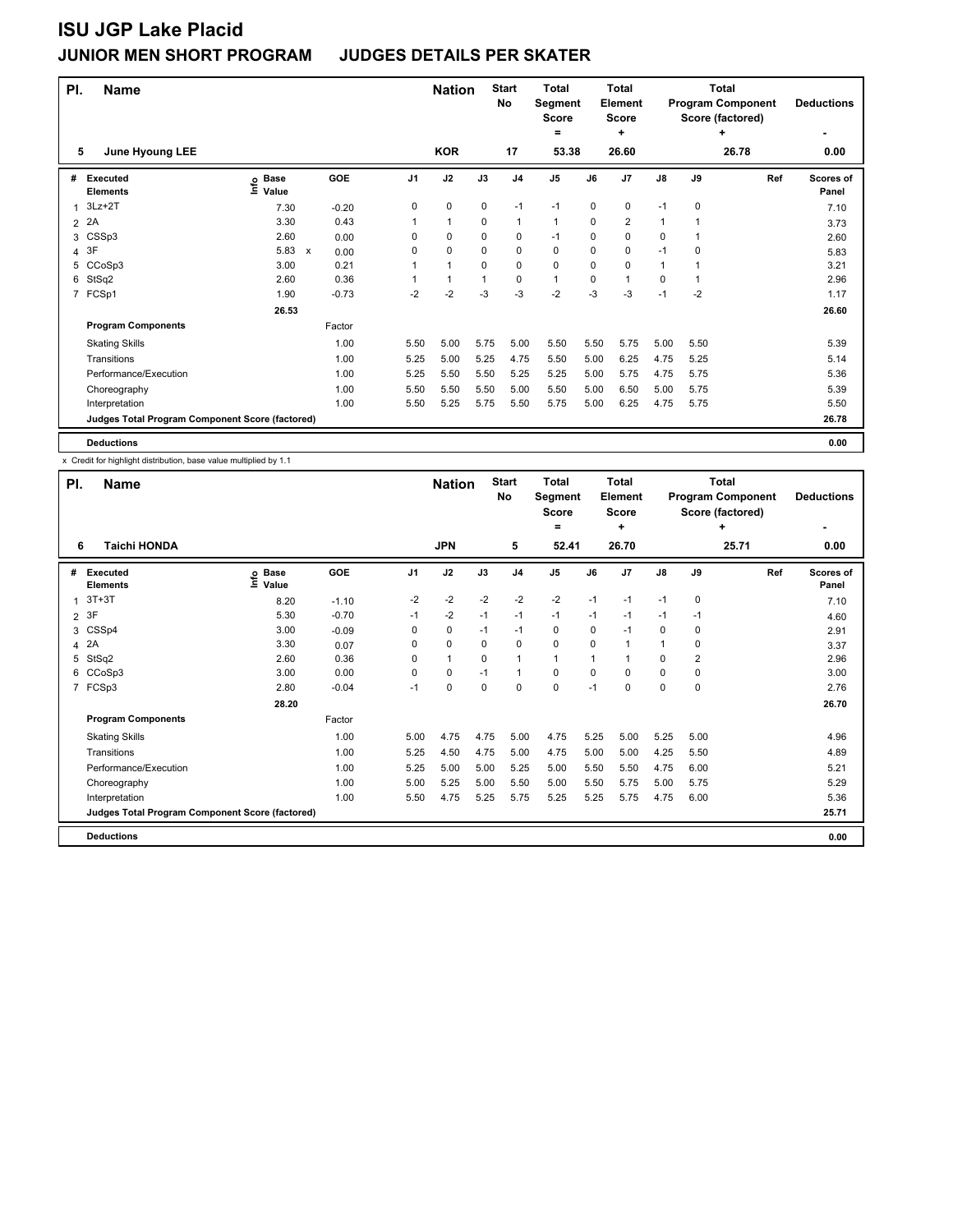# ISU JGP Lake Placid

## JUNIOR MEN SHORT PROGRAM   JUDGES DETAILS PER SKATER

| Pl. | Name | Nation | Start No | Total Segment Score = | Total Element Score + | Total Program Component Score (factored) + | Deductions - |
|---|---|---|---|---|---|---|---|
| 5 | June Hyoung LEE | KOR | 17 | 53.38 | 26.60 | 26.78 | 0.00 |

| # | Executed Elements | Info | Base Value | | GOE | J1 | J2 | J3 | J4 | J5 | J6 | J7 | J8 | J9 | Ref | Scores of Panel |
|---|---|---|---|---|---|---|---|---|---|---|---|---|---|---|---|---|
| 1 | 3Lz+2T | | 7.30 | | -0.20 | 0 | 0 | 0 | -1 | -1 | 0 | 0 | -1 | 0 | | 7.10 |
| 2 | 2A | | 3.30 | | 0.43 | 1 | 1 | 0 | 1 | 1 | 0 | 2 | 1 | 1 | | 3.73 |
| 3 | CSSp3 | | 2.60 | | 0.00 | 0 | 0 | 0 | 0 | -1 | 0 | 0 | 0 | 1 | | 2.60 |
| 4 | 3F | | 5.83 | x | 0.00 | 0 | 0 | 0 | 0 | 0 | 0 | 0 | -1 | 0 | | 5.83 |
| 5 | CCoSp3 | | 3.00 | | 0.21 | 1 | 1 | 0 | 0 | 0 | 0 | 0 | 1 | 1 | | 3.21 |
| 6 | StSq2 | | 2.60 | | 0.36 | 1 | 1 | 1 | 0 | 1 | 0 | 1 | 0 | 1 | | 2.96 |
| 7 | FCSp1 | | 1.90 | | -0.73 | -2 | -2 | -3 | -3 | -2 | -3 | -3 | -1 | -2 | | 1.17 |
| | | | 26.53 | | | | | | | | | | | | | 26.60 |
| | **Program Components** | | | | Factor | | | | | | | | | | | |
| | Skating Skills | | | | 1.00 | 5.50 | 5.00 | 5.75 | 5.00 | 5.50 | 5.50 | 5.75 | 5.00 | 5.50 | | 5.39 |
| | Transitions | | | | 1.00 | 5.25 | 5.00 | 5.25 | 4.75 | 5.50 | 5.00 | 6.25 | 4.75 | 5.25 | | 5.14 |
| | Performance/Execution | | | | 1.00 | 5.25 | 5.50 | 5.50 | 5.25 | 5.25 | 5.00 | 5.75 | 4.75 | 5.75 | | 5.36 |
| | Choreography | | | | 1.00 | 5.50 | 5.50 | 5.50 | 5.00 | 5.50 | 5.00 | 6.50 | 5.00 | 5.75 | | 5.39 |
| | Interpretation | | | | 1.00 | 5.50 | 5.25 | 5.75 | 5.50 | 5.75 | 5.00 | 6.25 | 4.75 | 5.75 | | 5.50 |
| | **Judges Total Program Component Score (factored)** | | | | | | | | | | | | | | | 26.78 |
| | **Deductions** | | | | | | | | | | | | | | | 0.00 |

x Credit for highlight distribution, base value multiplied by 1.1

| Pl. | Name | Nation | Start No | Total Segment Score = | Total Element Score + | Total Program Component Score (factored) + | Deductions - |
|---|---|---|---|---|---|---|---|
| 6 | Taichi HONDA | JPN | 5 | 52.41 | 26.70 | 25.71 | 0.00 |

| # | Executed Elements | Info | Base Value | GOE | J1 | J2 | J3 | J4 | J5 | J6 | J7 | J8 | J9 | Ref | Scores of Panel |
|---|---|---|---|---|---|---|---|---|---|---|---|---|---|---|---|
| 1 | 3T+3T | | 8.20 | -1.10 | -2 | -2 | -2 | -2 | -2 | -1 | -1 | -1 | 0 | | 7.10 |
| 2 | 3F | | 5.30 | -0.70 | -1 | -2 | -1 | -1 | -1 | -1 | -1 | -1 | -1 | | 4.60 |
| 3 | CSSp4 | | 3.00 | -0.09 | 0 | 0 | -1 | -1 | 0 | 0 | -1 | 0 | 0 | | 2.91 |
| 4 | 2A | | 3.30 | 0.07 | 0 | 0 | 0 | 0 | 0 | 0 | 1 | 1 | 0 | | 3.37 |
| 5 | StSq2 | | 2.60 | 0.36 | 0 | 1 | 0 | 1 | 1 | 1 | 1 | 0 | 2 | | 2.96 |
| 6 | CCoSp3 | | 3.00 | 0.00 | 0 | 0 | -1 | 1 | 0 | 0 | 0 | 0 | 0 | | 3.00 |
| 7 | FCSp3 | | 2.80 | -0.04 | -1 | 0 | 0 | 0 | 0 | -1 | 0 | 0 | 0 | | 2.76 |
| | | | 28.20 | | | | | | | | | | | | 26.70 |
| | **Program Components** | | | Factor | | | | | | | | | | | |
| | Skating Skills | | | 1.00 | 5.00 | 4.75 | 4.75 | 5.00 | 4.75 | 5.25 | 5.00 | 5.25 | 5.00 | | 4.96 |
| | Transitions | | | 1.00 | 5.25 | 4.50 | 4.75 | 5.00 | 4.75 | 5.00 | 5.00 | 4.25 | 5.50 | | 4.89 |
| | Performance/Execution | | | 1.00 | 5.25 | 5.00 | 5.00 | 5.25 | 5.00 | 5.50 | 5.50 | 4.75 | 6.00 | | 5.21 |
| | Choreography | | | 1.00 | 5.00 | 5.25 | 5.00 | 5.50 | 5.00 | 5.50 | 5.75 | 5.00 | 5.75 | | 5.29 |
| | Interpretation | | | 1.00 | 5.50 | 4.75 | 5.25 | 5.75 | 5.25 | 5.25 | 5.75 | 4.75 | 6.00 | | 5.36 |
| | **Judges Total Program Component Score (factored)** | | | | | | | | | | | | | | 25.71 |
| | **Deductions** | | | | | | | | | | | | | | 0.00 |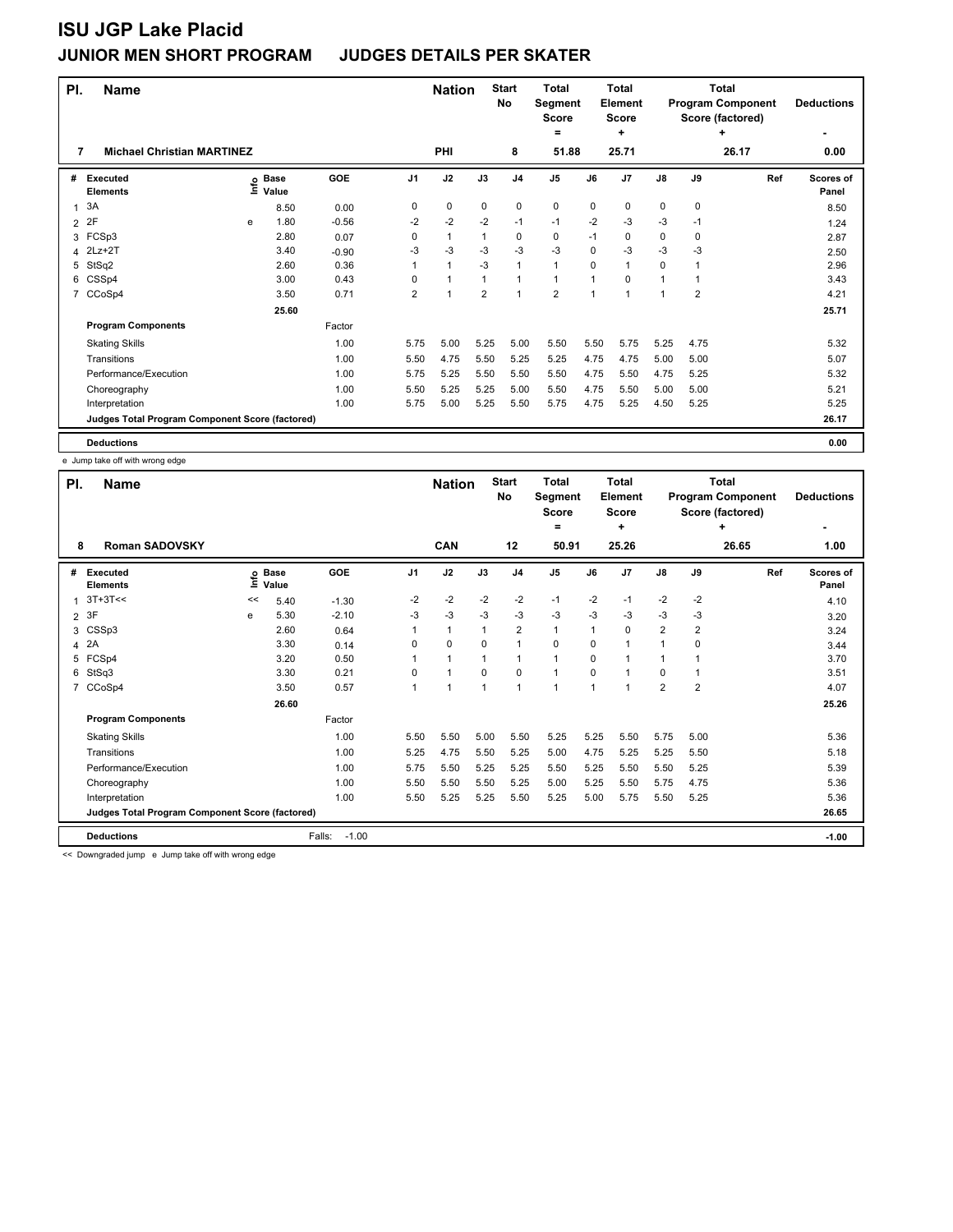# ISU JGP Lake Placid

## JUNIOR MEN SHORT PROGRAM JUDGES DETAILS PER SKATER

| Pl. | Name | Nation | Start No | Total Segment Score = | Total Element Score + | Total Program Component Score (factored) + | Deductions - |
|---|---|---|---|---|---|---|---|
| 7 | Michael Christian MARTINEZ | PHI | 8 | 51.88 | 25.71 | 26.17 | 0.00 |

| # | Executed Elements | Info | Base Value | GOE | J1 | J2 | J3 | J4 | J5 | J6 | J7 | J8 | J9 | Ref | Scores of Panel |
|---|---|---|---|---|---|---|---|---|---|---|---|---|---|---|---|
| 1 | 3A | | 8.50 | 0.00 | 0 | 0 | 0 | 0 | 0 | 0 | 0 | 0 | 0 | | 8.50 |
| 2 | 2F | e | 1.80 | -0.56 | -2 | -2 | -2 | -1 | -1 | -2 | -3 | -3 | -1 | | 1.24 |
| 3 | FCSp3 | | 2.80 | 0.07 | 0 | 1 | 1 | 0 | 0 | -1 | 0 | 0 | 0 | | 2.87 |
| 4 | 2Lz+2T | | 3.40 | -0.90 | -3 | -3 | -3 | -3 | -3 | 0 | -3 | -3 | -3 | | 2.50 |
| 5 | StSq2 | | 2.60 | 0.36 | 1 | 1 | -3 | 1 | 1 | 0 | 1 | 0 | 1 | | 2.96 |
| 6 | CSSp4 | | 3.00 | 0.43 | 0 | 1 | 1 | 1 | 1 | 1 | 0 | 1 | 1 | | 3.43 |
| 7 | CCoSp4 | | 3.50 | 0.71 | 2 | 1 | 2 | 1 | 2 | 1 | 1 | 1 | 2 | | 4.21 |
| | | | 25.60 | | | | | | | | | | | | 25.71 |
| | **Program Components** | | | Factor | | | | | | | | | | | |
| | Skating Skills | | | 1.00 | 5.75 | 5.00 | 5.25 | 5.00 | 5.50 | 5.50 | 5.75 | 5.25 | 4.75 | | 5.32 |
| | Transitions | | | 1.00 | 5.50 | 4.75 | 5.50 | 5.25 | 5.25 | 4.75 | 4.75 | 5.00 | 5.00 | | 5.07 |
| | Performance/Execution | | | 1.00 | 5.75 | 5.25 | 5.50 | 5.50 | 5.50 | 4.75 | 5.50 | 4.75 | 5.25 | | 5.32 |
| | Choreography | | | 1.00 | 5.50 | 5.25 | 5.25 | 5.00 | 5.50 | 4.75 | 5.50 | 5.00 | 5.00 | | 5.21 |
| | Interpretation | | | 1.00 | 5.75 | 5.00 | 5.25 | 5.50 | 5.75 | 4.75 | 5.25 | 4.50 | 5.25 | | 5.25 |
| | **Judges Total Program Component Score (factored)** | | | | | | | | | | | | | | 26.17 |
| | **Deductions** | | | | | | | | | | | | | | 0.00 |

e Jump take off with wrong edge

| Pl. | Name | Nation | Start No | Total Segment Score = | Total Element Score + | Total Program Component Score (factored) + | Deductions - |
|---|---|---|---|---|---|---|---|
| 8 | Roman SADOVSKY | CAN | 12 | 50.91 | 25.26 | 26.65 | 1.00 |

| # | Executed Elements | Info | Base Value | GOE | J1 | J2 | J3 | J4 | J5 | J6 | J7 | J8 | J9 | Ref | Scores of Panel |
|---|---|---|---|---|---|---|---|---|---|---|---|---|---|---|---|
| 1 | 3T+3T<< | << | 5.40 | -1.30 | -2 | -2 | -2 | -2 | -1 | -2 | -1 | -2 | -2 | | 4.10 |
| 2 | 3F | e | 5.30 | -2.10 | -3 | -3 | -3 | -3 | -3 | -3 | -3 | -3 | -3 | | 3.20 |
| 3 | CSSp3 | | 2.60 | 0.64 | 1 | 1 | 1 | 2 | 1 | 1 | 0 | 2 | 2 | | 3.24 |
| 4 | 2A | | 3.30 | 0.14 | 0 | 0 | 0 | 1 | 0 | 0 | 1 | 1 | 0 | | 3.44 |
| 5 | FCSp4 | | 3.20 | 0.50 | 1 | 1 | 1 | 1 | 1 | 0 | 1 | 1 | 1 | | 3.70 |
| 6 | StSq3 | | 3.30 | 0.21 | 0 | 1 | 0 | 0 | 1 | 0 | 1 | 0 | 1 | | 3.51 |
| 7 | CCoSp4 | | 3.50 | 0.57 | 1 | 1 | 1 | 1 | 1 | 1 | 1 | 2 | 2 | | 4.07 |
| | | | 26.60 | | | | | | | | | | | | 25.26 |
| | **Program Components** | | | Factor | | | | | | | | | | | |
| | Skating Skills | | | 1.00 | 5.50 | 5.50 | 5.00 | 5.50 | 5.25 | 5.25 | 5.50 | 5.75 | 5.00 | | 5.36 |
| | Transitions | | | 1.00 | 5.25 | 4.75 | 5.50 | 5.25 | 5.00 | 4.75 | 5.25 | 5.25 | 5.50 | | 5.18 |
| | Performance/Execution | | | 1.00 | 5.75 | 5.50 | 5.25 | 5.25 | 5.50 | 5.25 | 5.50 | 5.50 | 5.25 | | 5.39 |
| | Choreography | | | 1.00 | 5.50 | 5.50 | 5.50 | 5.25 | 5.00 | 5.25 | 5.50 | 5.75 | 4.75 | | 5.36 |
| | Interpretation | | | 1.00 | 5.50 | 5.25 | 5.25 | 5.50 | 5.25 | 5.00 | 5.75 | 5.50 | 5.25 | | 5.36 |
| | **Judges Total Program Component Score (factored)** | | | | | | | | | | | | | | 26.65 |
| | **Deductions** | | | Falls: -1.00 | | | | | | | | | | | -1.00 |

<< Downgraded jump e Jump take off with wrong edge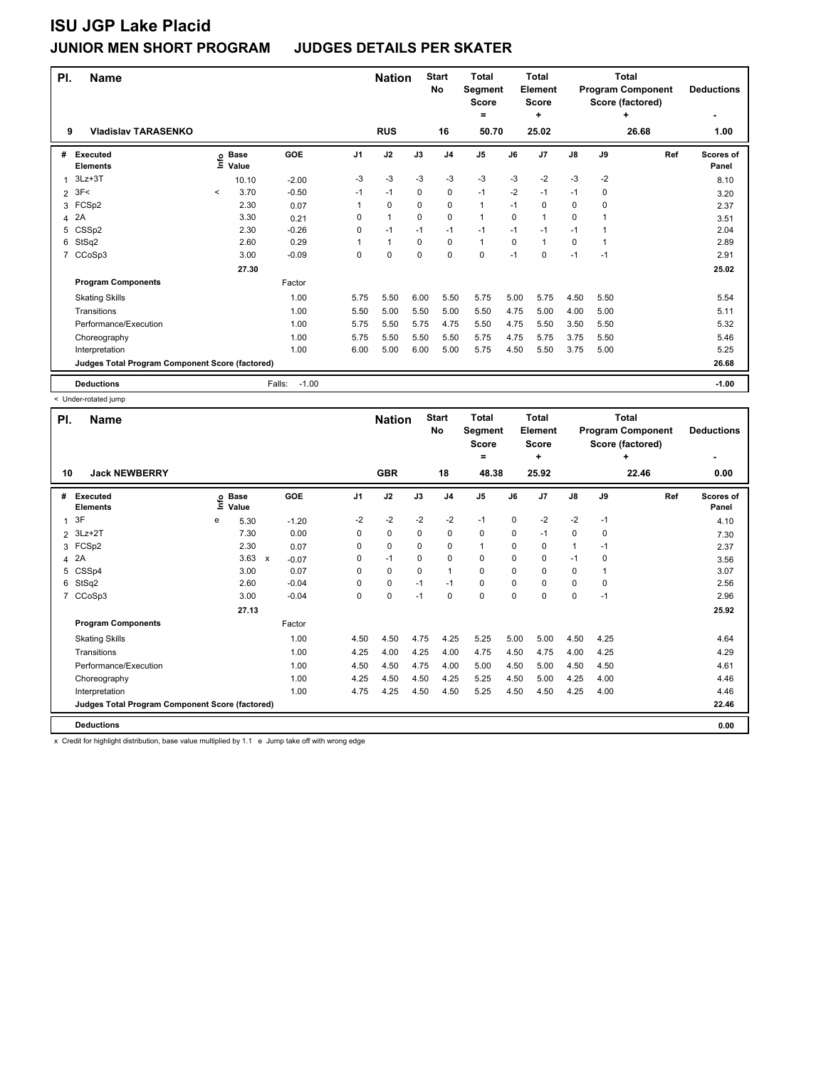# ISU JGP Lake Placid

## JUNIOR MEN SHORT PROGRAM JUDGES DETAILS PER SKATER

| Pl. | Name | Nation | Start No | Total Segment Score = | Total Element Score + | Total Program Component Score (factored) + | Deductions - |
|---|---|---|---|---|---|---|---|
| 9 | Vladislav TARASENKO | RUS | 16 | 50.70 | 25.02 | 26.68 | 1.00 |

| # | Executed Elements | Info | Base Value | | GOE | J1 | J2 | J3 | J4 | J5 | J6 | J7 | J8 | J9 | Ref | Scores of Panel |
|---|---|---|---|---|---|---|---|---|---|---|---|---|---|---|---|---|
| 1 | 3Lz+3T | | 10.10 | | -2.00 | -3 | -3 | -3 | -3 | -3 | -3 | -2 | -3 | -2 | | 8.10 |
| 2 | 3F< | < | 3.70 | | -0.50 | -1 | -1 | 0 | 0 | -1 | -2 | -1 | -1 | 0 | | 3.20 |
| 3 | FCSp2 | | 2.30 | | 0.07 | 1 | 0 | 0 | 0 | 1 | -1 | 0 | 0 | 0 | | 2.37 |
| 4 | 2A | | 3.30 | | 0.21 | 0 | 1 | 0 | 0 | 1 | 0 | 1 | 0 | 1 | | 3.51 |
| 5 | CSSp2 | | 2.30 | | -0.26 | 0 | -1 | -1 | -1 | -1 | -1 | -1 | -1 | 1 | | 2.04 |
| 6 | StSq2 | | 2.60 | | 0.29 | 1 | 1 | 0 | 0 | 1 | 0 | 1 | 0 | 1 | | 2.89 |
| 7 | CCoSp3 | | 3.00 | | -0.09 | 0 | 0 | 0 | 0 | 0 | -1 | 0 | -1 | -1 | | 2.91 |
| | | | 27.30 | | | | | | | | | | | | | 25.02 |
| | **Program Components** | | | | Factor | | | | | | | | | | | |
| | Skating Skills | | | | 1.00 | 5.75 | 5.50 | 6.00 | 5.50 | 5.75 | 5.00 | 5.75 | 4.50 | 5.50 | | 5.54 |
| | Transitions | | | | 1.00 | 5.50 | 5.00 | 5.50 | 5.00 | 5.50 | 4.75 | 5.00 | 4.00 | 5.00 | | 5.11 |
| | Performance/Execution | | | | 1.00 | 5.75 | 5.50 | 5.75 | 4.75 | 5.50 | 4.75 | 5.50 | 3.50 | 5.50 | | 5.32 |
| | Choreography | | | | 1.00 | 5.75 | 5.50 | 5.50 | 5.50 | 5.75 | 4.75 | 5.75 | 3.75 | 5.50 | | 5.46 |
| | Interpretation | | | | 1.00 | 6.00 | 5.00 | 6.00 | 5.00 | 5.75 | 4.50 | 5.50 | 3.75 | 5.00 | | 5.25 |
| | **Judges Total Program Component Score (factored)** | | | | | | | | | | | | | | | 26.68 |
| | **Deductions** | | | | Falls: -1.00 | | | | | | | | | | | -1.00 |

< Under-rotated jump

| Pl. | Name | Nation | Start No | Total Segment Score = | Total Element Score + | Total Program Component Score (factored) + | Deductions - |
|---|---|---|---|---|---|---|---|
| 10 | Jack NEWBERRY | GBR | 18 | 48.38 | 25.92 | 22.46 | 0.00 |

| # | Executed Elements | Info | Base Value | | GOE | J1 | J2 | J3 | J4 | J5 | J6 | J7 | J8 | J9 | Ref | Scores of Panel |
|---|---|---|---|---|---|---|---|---|---|---|---|---|---|---|---|---|
| 1 | 3F | e | 5.30 | | -1.20 | -2 | -2 | -2 | -2 | -1 | 0 | -2 | -2 | -1 | | 4.10 |
| 2 | 3Lz+2T | | 7.30 | | 0.00 | 0 | 0 | 0 | 0 | 0 | 0 | -1 | 0 | 0 | | 7.30 |
| 3 | FCSp2 | | 2.30 | | 0.07 | 0 | 0 | 0 | 0 | 1 | 0 | 0 | 1 | -1 | | 2.37 |
| 4 | 2A | | 3.63 | x | -0.07 | 0 | -1 | 0 | 0 | 0 | 0 | 0 | -1 | 0 | | 3.56 |
| 5 | CSSp4 | | 3.00 | | 0.07 | 0 | 0 | 0 | 1 | 0 | 0 | 0 | 0 | 1 | | 3.07 |
| 6 | StSq2 | | 2.60 | | -0.04 | 0 | 0 | -1 | -1 | 0 | 0 | 0 | 0 | 0 | | 2.56 |
| 7 | CCoSp3 | | 3.00 | | -0.04 | 0 | 0 | -1 | 0 | 0 | 0 | 0 | 0 | -1 | | 2.96 |
| | | | 27.13 | | | | | | | | | | | | | 25.92 |
| | **Program Components** | | | | Factor | | | | | | | | | | | |
| | Skating Skills | | | | 1.00 | 4.50 | 4.50 | 4.75 | 4.25 | 5.25 | 5.00 | 5.00 | 4.50 | 4.25 | | 4.64 |
| | Transitions | | | | 1.00 | 4.25 | 4.00 | 4.25 | 4.00 | 4.75 | 4.50 | 4.75 | 4.00 | 4.25 | | 4.29 |
| | Performance/Execution | | | | 1.00 | 4.50 | 4.50 | 4.75 | 4.00 | 5.00 | 4.50 | 5.00 | 4.50 | 4.50 | | 4.61 |
| | Choreography | | | | 1.00 | 4.25 | 4.50 | 4.50 | 4.25 | 5.25 | 4.50 | 5.00 | 4.25 | 4.00 | | 4.46 |
| | Interpretation | | | | 1.00 | 4.75 | 4.25 | 4.50 | 4.50 | 5.25 | 4.50 | 4.50 | 4.25 | 4.00 | | 4.46 |
| | **Judges Total Program Component Score (factored)** | | | | | | | | | | | | | | | 22.46 |
| | **Deductions** | | | | | | | | | | | | | | | 0.00 |

x Credit for highlight distribution, base value multiplied by 1.1 e Jump take off with wrong edge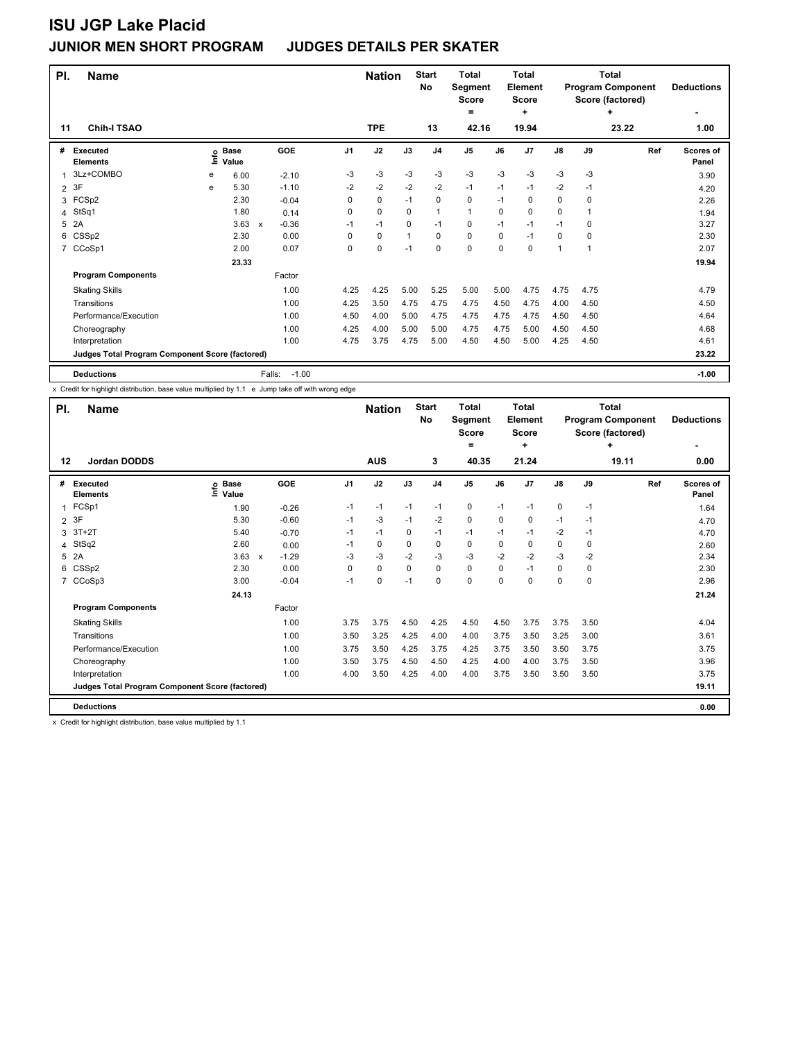# ISU JGP Lake Placid

## JUNIOR MEN SHORT PROGRAM JUDGES DETAILS PER SKATER

| Pl. | Name | Nation | Start No | Total Segment Score = | Total Element Score + | Total Program Component Score (factored) + | Deductions - |
|---|---|---|---|---|---|---|---|
| 11 | Chih-I TSAO | TPE | 13 | 42.16 | 19.94 | 23.22 | 1.00 |

| # | Executed Elements | Info | Base Value | | GOE | J1 | J2 | J3 | J4 | J5 | J6 | J7 | J8 | J9 | Ref | Scores of Panel |
|---|---|---|---|---|---|---|---|---|---|---|---|---|---|---|---|---|
| 1 | 3Lz+COMBO | e | 6.00 | | -2.10 | -3 | -3 | -3 | -3 | -3 | -3 | -3 | -3 | -3 | | 3.90 |
| 2 | 3F | e | 5.30 | | -1.10 | -2 | -2 | -2 | -2 | -1 | -1 | -1 | -2 | -1 | | 4.20 |
| 3 | FCSp2 | | 2.30 | | -0.04 | 0 | 0 | -1 | 0 | 0 | -1 | 0 | 0 | 0 | | 2.26 |
| 4 | StSq1 | | 1.80 | | 0.14 | 0 | 0 | 0 | 1 | 1 | 0 | 0 | 0 | 1 | | 1.94 |
| 5 | 2A | | 3.63 | x | -0.36 | -1 | -1 | 0 | -1 | 0 | -1 | -1 | -1 | 0 | | 3.27 |
| 6 | CSSp2 | | 2.30 | | 0.00 | 0 | 0 | 1 | 0 | 0 | 0 | -1 | 0 | 0 | | 2.30 |
| 7 | CCoSp1 | | 2.00 | | 0.07 | 0 | 0 | -1 | 0 | 0 | 0 | 0 | 1 | 1 | | 2.07 |
| | | | 23.33 | | | | | | | | | | | | | 19.94 |
| | **Program Components** | | | | Factor | | | | | | | | | | | |
| | Skating Skills | | | | 1.00 | 4.25 | 4.25 | 5.00 | 5.25 | 5.00 | 5.00 | 4.75 | 4.75 | 4.75 | | 4.79 |
| | Transitions | | | | 1.00 | 4.25 | 3.50 | 4.75 | 4.75 | 4.75 | 4.50 | 4.75 | 4.00 | 4.50 | | 4.50 |
| | Performance/Execution | | | | 1.00 | 4.50 | 4.00 | 5.00 | 4.75 | 4.75 | 4.75 | 4.75 | 4.50 | 4.50 | | 4.64 |
| | Choreography | | | | 1.00 | 4.25 | 4.00 | 5.00 | 5.00 | 4.75 | 4.75 | 5.00 | 4.50 | 4.50 | | 4.68 |
| | Interpretation | | | | 1.00 | 4.75 | 3.75 | 4.75 | 5.00 | 4.50 | 4.50 | 5.00 | 4.25 | 4.50 | | 4.61 |
| | **Judges Total Program Component Score (factored)** | | | | | | | | | | | | | | | 23.22 |
| | **Deductions** | | | | Falls: -1.00 | | | | | | | | | | | -1.00 |

x Credit for highlight distribution, base value multiplied by 1.1 e Jump take off with wrong edge

| Pl. | Name | Nation | Start No | Total Segment Score = | Total Element Score + | Total Program Component Score (factored) + | Deductions - |
|---|---|---|---|---|---|---|---|
| 12 | Jordan DODDS | AUS | 3 | 40.35 | 21.24 | 19.11 | 0.00 |

| # | Executed Elements | Info | Base Value | | GOE | J1 | J2 | J3 | J4 | J5 | J6 | J7 | J8 | J9 | Ref | Scores of Panel |
|---|---|---|---|---|---|---|---|---|---|---|---|---|---|---|---|---|
| 1 | FCSp1 | | 1.90 | | -0.26 | -1 | -1 | -1 | -1 | 0 | -1 | -1 | 0 | -1 | | 1.64 |
| 2 | 3F | | 5.30 | | -0.60 | -1 | -3 | -1 | -2 | 0 | 0 | 0 | -1 | -1 | | 4.70 |
| 3 | 3T+2T | | 5.40 | | -0.70 | -1 | -1 | 0 | -1 | -1 | -1 | -1 | -2 | -1 | | 4.70 |
| 4 | StSq2 | | 2.60 | | 0.00 | -1 | 0 | 0 | 0 | 0 | 0 | 0 | 0 | 0 | | 2.60 |
| 5 | 2A | | 3.63 | x | -1.29 | -3 | -3 | -2 | -3 | -3 | -2 | -2 | -3 | -2 | | 2.34 |
| 6 | CSSp2 | | 2.30 | | 0.00 | 0 | 0 | 0 | 0 | 0 | 0 | -1 | 0 | 0 | | 2.30 |
| 7 | CCoSp3 | | 3.00 | | -0.04 | -1 | 0 | -1 | 0 | 0 | 0 | 0 | 0 | 0 | | 2.96 |
| | | | 24.13 | | | | | | | | | | | | | 21.24 |
| | **Program Components** | | | | Factor | | | | | | | | | | | |
| | Skating Skills | | | | 1.00 | 3.75 | 3.75 | 4.50 | 4.25 | 4.50 | 4.50 | 3.75 | 3.75 | 3.50 | | 4.04 |
| | Transitions | | | | 1.00 | 3.50 | 3.25 | 4.25 | 4.00 | 4.00 | 3.75 | 3.50 | 3.25 | 3.00 | | 3.61 |
| | Performance/Execution | | | | 1.00 | 3.75 | 3.50 | 4.25 | 3.75 | 4.25 | 3.75 | 3.50 | 3.50 | 3.75 | | 3.75 |
| | Choreography | | | | 1.00 | 3.50 | 3.75 | 4.50 | 4.50 | 4.25 | 4.00 | 4.00 | 3.75 | 3.50 | | 3.96 |
| | Interpretation | | | | 1.00 | 4.00 | 3.50 | 4.25 | 4.00 | 4.00 | 3.75 | 3.50 | 3.50 | 3.50 | | 3.75 |
| | **Judges Total Program Component Score (factored)** | | | | | | | | | | | | | | | 19.11 |
| | **Deductions** | | | | | | | | | | | | | | | 0.00 |

x Credit for highlight distribution, base value multiplied by 1.1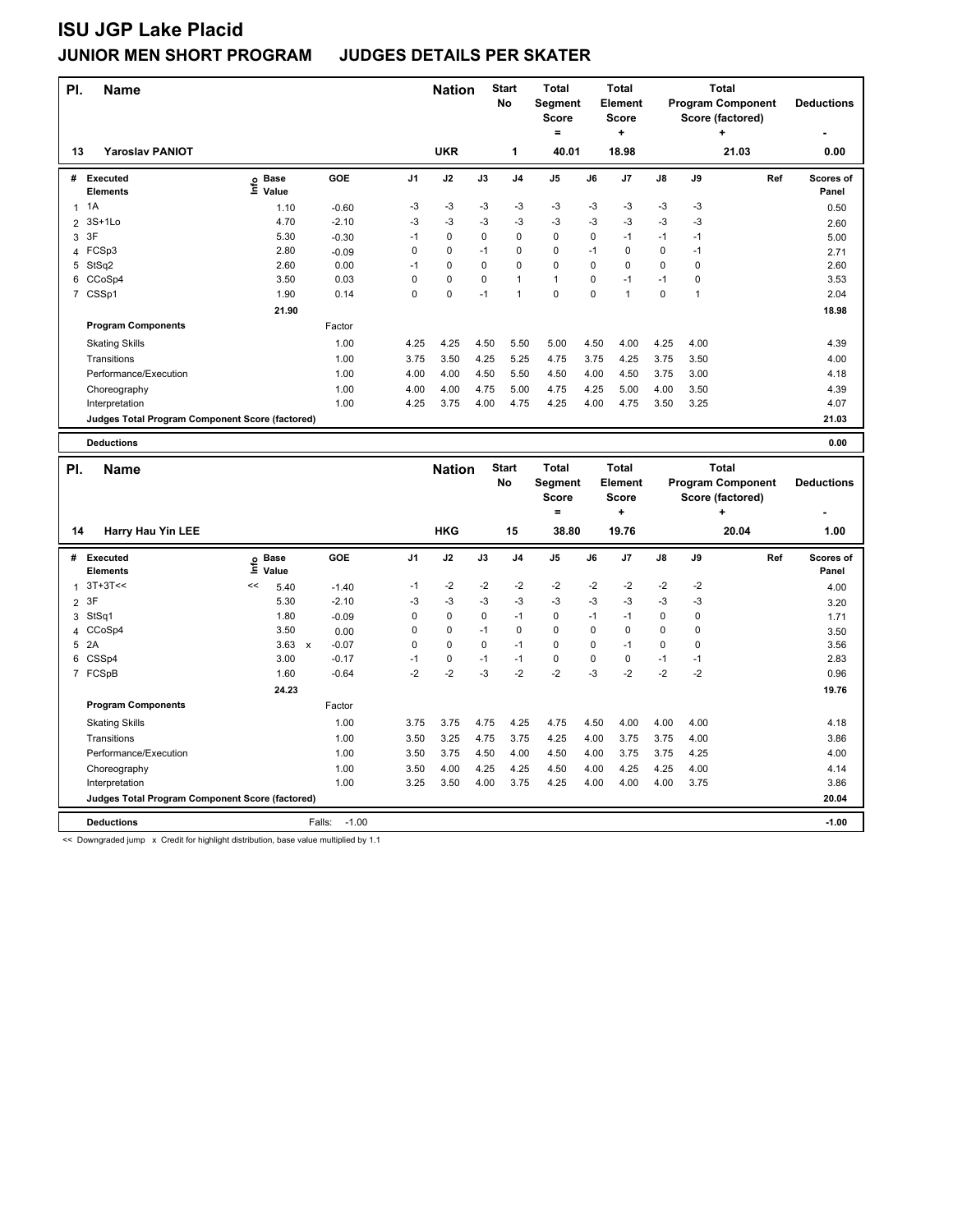# ISU JGP Lake Placid

## JUNIOR MEN SHORT PROGRAM JUDGES DETAILS PER SKATER

| Pl. | Name | Nation | Start No | Total Segment Score = | Total Element Score + | Total Program Component Score (factored) + | Deductions - |
|---|---|---|---|---|---|---|---|
| 13 | Yaroslav PANIOT | UKR | 1 | 40.01 | 18.98 | 21.03 | 0.00 |

| # | Executed Elements | Info | Base Value | | GOE | J1 | J2 | J3 | J4 | J5 | J6 | J7 | J8 | J9 | Ref | Scores of Panel |
|---|---|---|---|---|---|---|---|---|---|---|---|---|---|---|---|---|
| 1 | 1A | | 1.10 | | -0.60 | -3 | -3 | -3 | -3 | -3 | -3 | -3 | -3 | -3 | | 0.50 |
| 2 | 3S+1Lo | | 4.70 | | -2.10 | -3 | -3 | -3 | -3 | -3 | -3 | -3 | -3 | -3 | | 2.60 |
| 3 | 3F | | 5.30 | | -0.30 | -1 | 0 | 0 | 0 | 0 | 0 | -1 | -1 | -1 | | 5.00 |
| 4 | FCSp3 | | 2.80 | | -0.09 | 0 | 0 | -1 | 0 | 0 | -1 | 0 | 0 | -1 | | 2.71 |
| 5 | StSq2 | | 2.60 | | 0.00 | -1 | 0 | 0 | 0 | 0 | 0 | 0 | 0 | 0 | | 2.60 |
| 6 | CCoSp4 | | 3.50 | | 0.03 | 0 | 0 | 0 | 1 | 1 | 0 | -1 | -1 | 0 | | 3.53 |
| 7 | CSSp1 | | 1.90 | | 0.14 | 0 | 0 | -1 | 1 | 0 | 0 | 1 | 0 | 1 | | 2.04 |
| | | | 21.90 | | | | | | | | | | | | | 18.98 |
| | **Program Components** | | | | Factor | | | | | | | | | | | |
| | Skating Skills | | | | 1.00 | 4.25 | 4.25 | 4.50 | 5.50 | 5.00 | 4.50 | 4.00 | 4.25 | 4.00 | | 4.39 |
| | Transitions | | | | 1.00 | 3.75 | 3.50 | 4.25 | 5.25 | 4.75 | 3.75 | 4.25 | 3.75 | 3.50 | | 4.00 |
| | Performance/Execution | | | | 1.00 | 4.00 | 4.00 | 4.50 | 5.50 | 4.50 | 4.00 | 4.50 | 3.75 | 3.00 | | 4.18 |
| | Choreography | | | | 1.00 | 4.00 | 4.00 | 4.75 | 5.00 | 4.75 | 4.25 | 5.00 | 4.00 | 3.50 | | 4.39 |
| | Interpretation | | | | 1.00 | 4.25 | 3.75 | 4.00 | 4.75 | 4.25 | 4.00 | 4.75 | 3.50 | 3.25 | | 4.07 |
| | **Judges Total Program Component Score (factored)** | | | | | | | | | | | | | | | 21.03 |
| | **Deductions** | | | | | | | | | | | | | | | 0.00 |

| Pl. | Name | Nation | Start No | Total Segment Score = | Total Element Score + | Total Program Component Score (factored) + | Deductions - |
|---|---|---|---|---|---|---|---|
| 14 | Harry Hau Yin LEE | HKG | 15 | 38.80 | 19.76 | 20.04 | 1.00 |

| # | Executed Elements | Info | Base Value | | GOE | J1 | J2 | J3 | J4 | J5 | J6 | J7 | J8 | J9 | Ref | Scores of Panel |
|---|---|---|---|---|---|---|---|---|---|---|---|---|---|---|---|---|
| 1 | 3T+3T<< | << | 5.40 | | -1.40 | -1 | -2 | -2 | -2 | -2 | -2 | -2 | -2 | -2 | | 4.00 |
| 2 | 3F | | 5.30 | | -2.10 | -3 | -3 | -3 | -3 | -3 | -3 | -3 | -3 | -3 | | 3.20 |
| 3 | StSq1 | | 1.80 | | -0.09 | 0 | 0 | 0 | -1 | 0 | -1 | -1 | 0 | 0 | | 1.71 |
| 4 | CCoSp4 | | 3.50 | | 0.00 | 0 | 0 | -1 | 0 | 0 | 0 | 0 | 0 | 0 | | 3.50 |
| 5 | 2A | | 3.63 | x | -0.07 | 0 | 0 | 0 | -1 | 0 | 0 | -1 | 0 | 0 | | 3.56 |
| 6 | CSSp4 | | 3.00 | | -0.17 | -1 | 0 | -1 | -1 | 0 | 0 | 0 | -1 | -1 | | 2.83 |
| 7 | FCSpB | | 1.60 | | -0.64 | -2 | -2 | -3 | -2 | -2 | -3 | -2 | -2 | -2 | | 0.96 |
| | | | 24.23 | | | | | | | | | | | | | 19.76 |
| | **Program Components** | | | | Factor | | | | | | | | | | | |
| | Skating Skills | | | | 1.00 | 3.75 | 3.75 | 4.75 | 4.25 | 4.75 | 4.50 | 4.00 | 4.00 | 4.00 | | 4.18 |
| | Transitions | | | | 1.00 | 3.50 | 3.25 | 4.75 | 3.75 | 4.25 | 4.00 | 3.75 | 3.75 | 4.00 | | 3.86 |
| | Performance/Execution | | | | 1.00 | 3.50 | 3.75 | 4.50 | 4.00 | 4.50 | 4.00 | 3.75 | 3.75 | 4.25 | | 4.00 |
| | Choreography | | | | 1.00 | 3.50 | 4.00 | 4.25 | 4.25 | 4.50 | 4.00 | 4.25 | 4.25 | 4.00 | | 4.14 |
| | Interpretation | | | | 1.00 | 3.25 | 3.50 | 4.00 | 3.75 | 4.25 | 4.00 | 4.00 | 4.00 | 3.75 | | 3.86 |
| | **Judges Total Program Component Score (factored)** | | | | | | | | | | | | | | | 20.04 |
| | **Deductions** | | | Falls: | -1.00 | | | | | | | | | | | -1.00 |

<< Downgraded jump x Credit for highlight distribution, base value multiplied by 1.1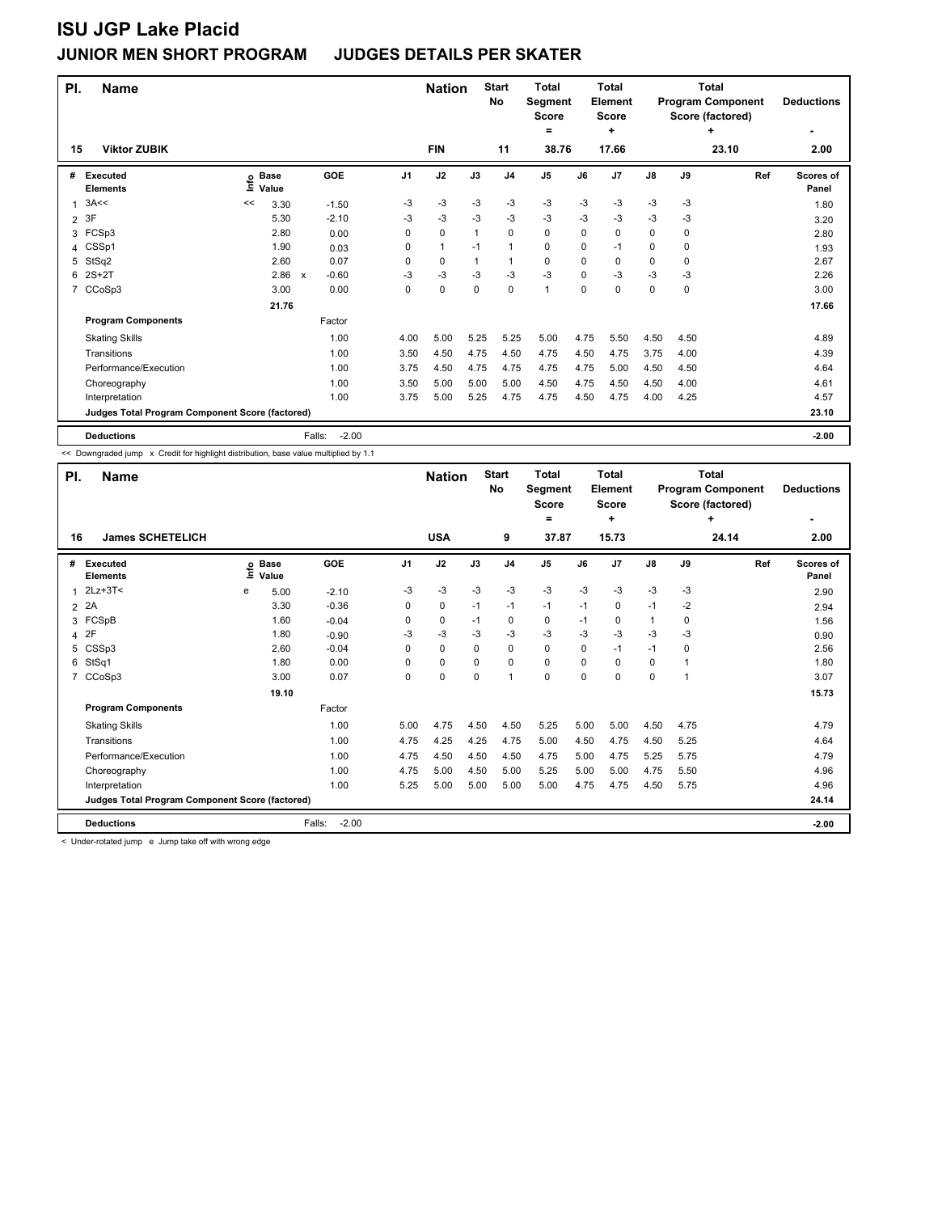# ISU JGP Lake Placid

## JUNIOR MEN SHORT PROGRAM JUDGES DETAILS PER SKATER

| Pl. | Name | Nation | Start No | Total Segment Score = | Total Element Score + | Total Program Component Score (factored) + | Deductions - |
|---|---|---|---|---|---|---|---|
| 15 | Viktor ZUBIK | FIN | 11 | 38.76 | 17.66 | 23.10 | 2.00 |

| # | Executed Elements | Info | Base Value | | GOE | J1 | J2 | J3 | J4 | J5 | J6 | J7 | J8 | J9 | Ref | Scores of Panel |
|---|---|---|---|---|---|---|---|---|---|---|---|---|---|---|---|---|
| 1 | 3A<< | << | 3.30 | | -1.50 | -3 | -3 | -3 | -3 | -3 | -3 | -3 | -3 | -3 | | 1.80 |
| 2 | 3F | | 5.30 | | -2.10 | -3 | -3 | -3 | -3 | -3 | -3 | -3 | -3 | -3 | | 3.20 |
| 3 | FCSp3 | | 2.80 | | 0.00 | 0 | 0 | 1 | 0 | 0 | 0 | 0 | 0 | 0 | | 2.80 |
| 4 | CSSp1 | | 1.90 | | 0.03 | 0 | 1 | -1 | 1 | 0 | 0 | -1 | 0 | 0 | | 1.93 |
| 5 | StSq2 | | 2.60 | | 0.07 | 0 | 0 | 1 | 1 | 0 | 0 | 0 | 0 | 0 | | 2.67 |
| 6 | 2S+2T | | 2.86 | x | -0.60 | -3 | -3 | -3 | -3 | -3 | 0 | -3 | -3 | -3 | | 2.26 |
| 7 | CCoSp3 | | 3.00 | | 0.00 | 0 | 0 | 0 | 0 | 1 | 0 | 0 | 0 | 0 | | 3.00 |
| | | | 21.76 | | | | | | | | | | | | | 17.66 |
| | **Program Components** | | | | Factor | | | | | | | | | | | |
| | Skating Skills | | | | 1.00 | 4.00 | 5.00 | 5.25 | 5.25 | 5.00 | 4.75 | 5.50 | 4.50 | 4.50 | | 4.89 |
| | Transitions | | | | 1.00 | 3.50 | 4.50 | 4.75 | 4.50 | 4.75 | 4.50 | 4.75 | 3.75 | 4.00 | | 4.39 |
| | Performance/Execution | | | | 1.00 | 3.75 | 4.50 | 4.75 | 4.75 | 4.75 | 4.75 | 5.00 | 4.50 | 4.50 | | 4.64 |
| | Choreography | | | | 1.00 | 3.50 | 5.00 | 5.00 | 5.00 | 4.50 | 4.75 | 4.50 | 4.50 | 4.00 | | 4.61 |
| | Interpretation | | | | 1.00 | 3.75 | 5.00 | 5.25 | 4.75 | 4.75 | 4.50 | 4.75 | 4.00 | 4.25 | | 4.57 |
| | **Judges Total Program Component Score (factored)** | | | | | | | | | | | | | | | 23.10 |
| | **Deductions** | | | | Falls: -2.00 | | | | | | | | | | | -2.00 |

<< Downgraded jump x Credit for highlight distribution, base value multiplied by 1.1

| Pl. | Name | Nation | Start No | Total Segment Score = | Total Element Score + | Total Program Component Score (factored) + | Deductions - |
|---|---|---|---|---|---|---|---|
| 16 | James SCHETELICH | USA | 9 | 37.87 | 15.73 | 24.14 | 2.00 |

| # | Executed Elements | Info | Base Value | | GOE | J1 | J2 | J3 | J4 | J5 | J6 | J7 | J8 | J9 | Ref | Scores of Panel |
|---|---|---|---|---|---|---|---|---|---|---|---|---|---|---|---|---|
| 1 | 2Lz+3T< | e | 5.00 | | -2.10 | -3 | -3 | -3 | -3 | -3 | -3 | -3 | -3 | -3 | | 2.90 |
| 2 | 2A | | 3.30 | | -0.36 | 0 | 0 | -1 | -1 | -1 | -1 | 0 | -1 | -2 | | 2.94 |
| 3 | FCSpB | | 1.60 | | -0.04 | 0 | 0 | -1 | 0 | 0 | -1 | 0 | 1 | 0 | | 1.56 |
| 4 | 2F | | 1.80 | | -0.90 | -3 | -3 | -3 | -3 | -3 | -3 | -3 | -3 | -3 | | 0.90 |
| 5 | CSSp3 | | 2.60 | | -0.04 | 0 | 0 | 0 | 0 | 0 | 0 | -1 | -1 | 0 | | 2.56 |
| 6 | StSq1 | | 1.80 | | 0.00 | 0 | 0 | 0 | 0 | 0 | 0 | 0 | 0 | 1 | | 1.80 |
| 7 | CCoSp3 | | 3.00 | | 0.07 | 0 | 0 | 0 | 1 | 0 | 0 | 0 | 0 | 1 | | 3.07 |
| | | | 19.10 | | | | | | | | | | | | | 15.73 |
| | **Program Components** | | | | Factor | | | | | | | | | | | |
| | Skating Skills | | | | 1.00 | 5.00 | 4.75 | 4.50 | 4.50 | 5.25 | 5.00 | 5.00 | 4.50 | 4.75 | | 4.79 |
| | Transitions | | | | 1.00 | 4.75 | 4.25 | 4.25 | 4.75 | 5.00 | 4.50 | 4.75 | 4.50 | 5.25 | | 4.64 |
| | Performance/Execution | | | | 1.00 | 4.75 | 4.50 | 4.50 | 4.50 | 4.75 | 5.00 | 4.75 | 5.25 | 5.75 | | 4.79 |
| | Choreography | | | | 1.00 | 4.75 | 5.00 | 4.50 | 5.00 | 5.25 | 5.00 | 5.00 | 4.75 | 5.50 | | 4.96 |
| | Interpretation | | | | 1.00 | 5.25 | 5.00 | 5.00 | 5.00 | 5.00 | 4.75 | 4.75 | 4.50 | 5.75 | | 4.96 |
| | **Judges Total Program Component Score (factored)** | | | | | | | | | | | | | | | 24.14 |
| | **Deductions** | | | | Falls: -2.00 | | | | | | | | | | | -2.00 |

< Under-rotated jump e Jump take off with wrong edge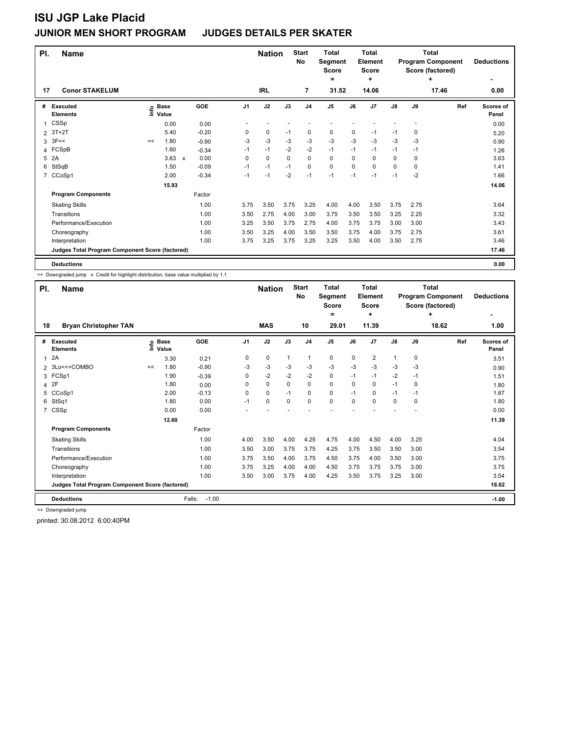# ISU JGP Lake Placid

## JUNIOR MEN SHORT PROGRAM     JUDGES DETAILS PER SKATER

| Pl. | Name | Nation | Start No | Total Segment Score = | Total Element Score + | Total Program Component Score (factored) + | Deductions - |
|---|---|---|---|---|---|---|---|
| 17 | Conor STAKELUM | IRL | 7 | 31.52 | 14.06 | 17.46 | 0.00 |

| # | Executed Elements | Info | Base Value | | GOE | J1 | J2 | J3 | J4 | J5 | J6 | J7 | J8 | J9 | Ref | Scores of Panel |
|---|---|---|---|---|---|---|---|---|---|---|---|---|---|---|---|---|
| 1 | CSSp | | 0.00 | | 0.00 | - | - | - | - | - | - | - | - | - | | 0.00 |
| 2 | 3T+2T | | 5.40 | | -0.20 | 0 | 0 | -1 | 0 | 0 | 0 | -1 | -1 | 0 | | 5.20 |
| 3 | 3F<< | << | 1.80 | | -0.90 | -3 | -3 | -3 | -3 | -3 | -3 | -3 | -3 | -3 | | 0.90 |
| 4 | FCSpB | | 1.60 | | -0.34 | -1 | -1 | -2 | -2 | -1 | -1 | -1 | -1 | -1 | | 1.26 |
| 5 | 2A | | 3.63 | x | 0.00 | 0 | 0 | 0 | 0 | 0 | 0 | 0 | 0 | 0 | | 3.63 |
| 6 | StSqB | | 1.50 | | -0.09 | -1 | -1 | -1 | 0 | 0 | 0 | 0 | 0 | 0 | | 1.41 |
| 7 | CCoSp1 | | 2.00 | | -0.34 | -1 | -1 | -2 | -1 | -1 | -1 | -1 | -1 | -2 | | 1.66 |
| | | | 15.93 | | | | | | | | | | | | | 14.06 |
| | **Program Components** | | | | Factor | | | | | | | | | | | |
| | Skating Skills | | | | 1.00 | 3.75 | 3.50 | 3.75 | 3.25 | 4.00 | 4.00 | 3.50 | 3.75 | 2.75 | | 3.64 |
| | Transitions | | | | 1.00 | 3.50 | 2.75 | 4.00 | 3.00 | 3.75 | 3.50 | 3.50 | 3.25 | 2.25 | | 3.32 |
| | Performance/Execution | | | | 1.00 | 3.25 | 3.50 | 3.75 | 2.75 | 4.00 | 3.75 | 3.75 | 3.00 | 3.00 | | 3.43 |
| | Choreography | | | | 1.00 | 3.50 | 3.25 | 4.00 | 3.50 | 3.50 | 3.75 | 4.00 | 3.75 | 2.75 | | 3.61 |
| | Interpretation | | | | 1.00 | 3.75 | 3.25 | 3.75 | 3.25 | 3.25 | 3.50 | 4.00 | 3.50 | 2.75 | | 3.46 |
| | **Judges Total Program Component Score (factored)** | | | | | | | | | | | | | | | **17.46** |
| | **Deductions** | | | | | | | | | | | | | | | **0.00** |

<< Downgraded jump   x Credit for highlight distribution, base value multiplied by 1.1

| Pl. | Name | Nation | Start No | Total Segment Score = | Total Element Score + | Total Program Component Score (factored) + | Deductions - |
|---|---|---|---|---|---|---|---|
| 18 | Bryan Christopher TAN | MAS | 10 | 29.01 | 11.39 | 18.62 | 1.00 |

| # | Executed Elements | Info | Base Value | GOE | J1 | J2 | J3 | J4 | J5 | J6 | J7 | J8 | J9 | Ref | Scores of Panel |
|---|---|---|---|---|---|---|---|---|---|---|---|---|---|---|---|
| 1 | 2A | | 3.30 | 0.21 | 0 | 0 | 1 | 1 | 0 | 0 | 2 | 1 | 0 | | 3.51 |
| 2 | 3Lo<<+COMBO | << | 1.80 | -0.90 | -3 | -3 | -3 | -3 | -3 | -3 | -3 | -3 | -3 | | 0.90 |
| 3 | FCSp1 | | 1.90 | -0.39 | 0 | -2 | -2 | -2 | 0 | -1 | -1 | -2 | -1 | | 1.51 |
| 4 | 2F | | 1.80 | 0.00 | 0 | 0 | 0 | 0 | 0 | 0 | 0 | -1 | 0 | | 1.80 |
| 5 | CCoSp1 | | 2.00 | -0.13 | 0 | 0 | -1 | 0 | 0 | -1 | 0 | -1 | -1 | | 1.87 |
| 6 | StSq1 | | 1.80 | 0.00 | -1 | 0 | 0 | 0 | 0 | 0 | 0 | 0 | 0 | | 1.80 |
| 7 | CSSp | | 0.00 | 0.00 | - | - | - | - | - | - | - | - | - | | 0.00 |
| | | | 12.60 | | | | | | | | | | | | 11.39 |
| | **Program Components** | | | Factor | | | | | | | | | | | |
| | Skating Skills | | | 1.00 | 4.00 | 3.50 | 4.00 | 4.25 | 4.75 | 4.00 | 4.50 | 4.00 | 3.25 | | 4.04 |
| | Transitions | | | 1.00 | 3.50 | 3.00 | 3.75 | 3.75 | 4.25 | 3.75 | 3.50 | 3.50 | 3.00 | | 3.54 |
| | Performance/Execution | | | 1.00 | 3.75 | 3.50 | 4.00 | 3.75 | 4.50 | 3.75 | 4.00 | 3.50 | 3.00 | | 3.75 |
| | Choreography | | | 1.00 | 3.75 | 3.25 | 4.00 | 4.00 | 4.50 | 3.75 | 3.75 | 3.75 | 3.00 | | 3.75 |
| | Interpretation | | | 1.00 | 3.50 | 3.00 | 3.75 | 4.00 | 4.25 | 3.50 | 3.75 | 3.25 | 3.00 | | 3.54 |
| | **Judges Total Program Component Score (factored)** | | | | | | | | | | | | | | **18.62** |
| | **Deductions** | | | Falls: -1.00 | | | | | | | | | | | **-1.00** |

<< Downgraded jump

printed: 30.08.2012 6:00:40PM